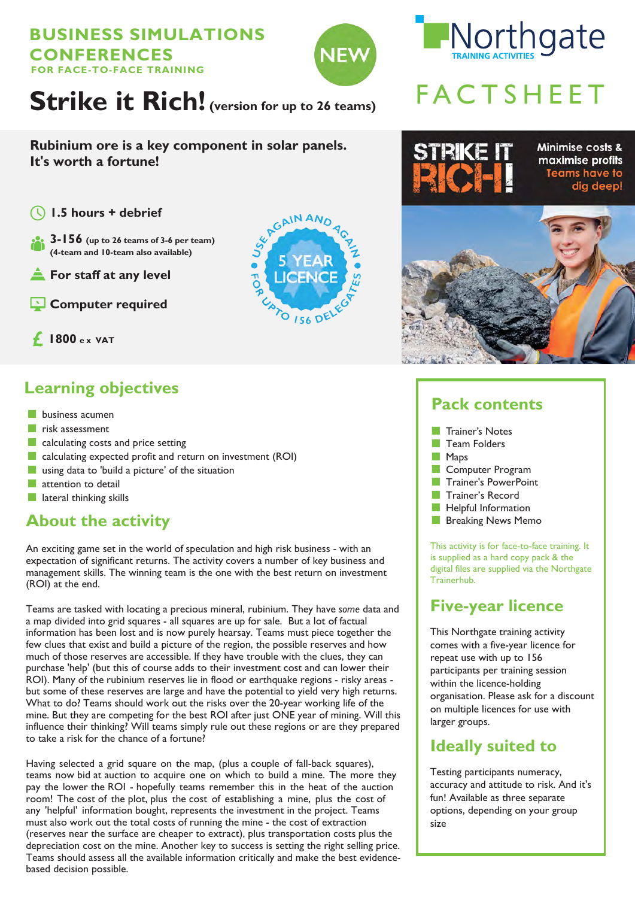BUSINESS SIMULATIONS CONFERENCES
FOR FACE-TO-FACE TRAINING

NEW

Northgate
TRAINING ACTIVITIES

FACTSHEET

# Strike it Rich! (version for up to 26 teams)

**Rubinium ore is a key component in solar panels. It's worth a fortune!**

- **1.5 hours + debrief**
- **3-156** (up to 26 teams of 3-6 per team) (4-team and 10-team also available)
- **For staff at any level**
- **Computer required**
- **£ 1800 ex VAT**

USE AGAIN AND AGAIN • 5 YEAR LICENCE • FOR UPTO 156 DELEGATES

STRIKE IT RICH!

Minimise costs & maximise profits
Teams have to dig deep!

## Learning objectives

- business acumen
- risk assessment
- calculating costs and price setting
- calculating expected profit and return on investment (ROI)
- using data to 'build a picture' of the situation
- attention to detail
- lateral thinking skills

## About the activity

An exciting game set in the world of speculation and high risk business - with an expectation of significant returns. The activity covers a number of key business and management skills. The winning team is the one with the best return on investment (ROI) at the end.

Teams are tasked with locating a precious mineral, rubinium. They have *some* data and a map divided into grid squares - all squares are up for sale. But a lot of factual information has been lost and is now purely hearsay. Teams must piece together the few clues that exist and build a picture of the region, the possible reserves and how much of those reserves are accessible. If they have trouble with the clues, they can purchase 'help' (but this of course adds to their investment cost and can lower their ROI). Many of the rubinium reserves lie in flood or earthquake regions - risky areas - but some of these reserves are large and have the potential to yield very high returns. What to do? Teams should work out the risks over the 20-year working life of the mine. But they are competing for the best ROI after just ONE year of mining. Will this influence their thinking? Will teams simply rule out these regions or are they prepared to take a risk for the chance of a fortune?

Having selected a grid square on the map, (plus a couple of fall-back squares), teams now bid at auction to acquire one on which to build a mine. The more they pay the lower the ROI - hopefully teams remember this in the heat of the auction room! The cost of the plot, plus the cost of establishing a mine, plus the cost of any 'helpful' information bought, represents the investment in the project. Teams must also work out the total costs of running the mine - the cost of extraction (reserves near the surface are cheaper to extract), plus transportation costs plus the depreciation cost on the mine. Another key to success is setting the right selling price. Teams should assess all the available information critically and make the best evidence-based decision possible.

## Pack contents

- Trainer's Notes
- Team Folders
- Maps
- Computer Program
- Trainer's PowerPoint
- Trainer's Record
- Helpful Information
- Breaking News Memo

This activity is for face-to-face training. It is supplied as a hard copy pack & the digital files are supplied via the Northgate Trainerhub.

## Five-year licence

This Northgate training activity comes with a five-year licence for repeat use with up to 156 participants per training session within the licence-holding organisation. Please ask for a discount on multiple licences for use with larger groups.

## Ideally suited to

Testing participants numeracy, accuracy and attitude to risk. And it's fun! Available as three separate options, depending on your group size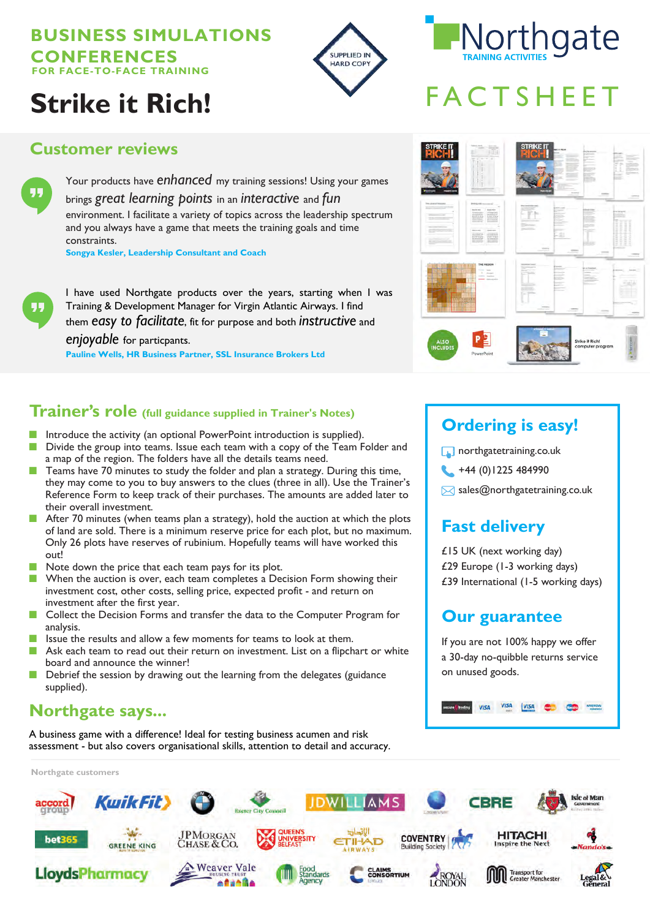BUSINESS SIMULATIONS
CONFERENCES
FOR FACE-TO-FACE TRAINING

# Strike it Rich!

SUPPLIED IN HARD COPY

Northgate
TRAINING ACTIVITIES

FACTSHEET

## Customer reviews

Your products have *enhanced* my training sessions! Using your games brings *great learning points* in an *interactive* and *fun* environment. I facilitate a variety of topics across the leadership spectrum and you always have a game that meets the training goals and time constraints.
**Songya Kesler, Leadership Consultant and Coach**

I have used Northgate products over the years, starting when I was Training & Development Manager for Virgin Atlantic Airways. I find them *easy to facilitate*, fit for purpose and both *instructive* and *enjoyable* for particpants.
**Pauline Wells, HR Business Partner, SSL Insurance Brokers Ltd**

ALSO INCLUDES

PowerPoint

Strike it Rich! computer program

## Trainer's role (full guidance supplied in Trainer's Notes)

- Introduce the activity (an optional PowerPoint introduction is supplied).
- Divide the group into teams. Issue each team with a copy of the Team Folder and a map of the region. The folders have all the details teams need.
- Teams have 70 minutes to study the folder and plan a strategy. During this time, they may come to you to buy answers to the clues (three in all). Use the Trainer's Reference Form to keep track of their purchases. The amounts are added later to their overall investment.
- After 70 minutes (when teams plan a strategy), hold the auction at which the plots of land are sold. There is a minimum reserve price for each plot, but no maximum. Only 26 plots have reserves of rubinium. Hopefully teams will have worked this out!
- Note down the price that each team pays for its plot.
- When the auction is over, each team completes a Decision Form showing their investment cost, other costs, selling price, expected profit - and return on investment after the first year.
- Collect the Decision Forms and transfer the data to the Computer Program for analysis.
- Issue the results and allow a few moments for teams to look at them.
- Ask each team to read out their return on investment. List on a flipchart or white board and announce the winner!
- Debrief the session by drawing out the learning from the delegates (guidance supplied).

## Northgate says...

A business game with a difference! Ideal for testing business acumen and risk assessment - but also covers organisational skills, attention to detail and accuracy.

## Ordering is easy!

northgatetraining.co.uk
+44 (0)1225 484990
sales@northgatetraining.co.uk

## Fast delivery

£15 UK (next working day)
£29 Europe (1-3 working days)
£39 International (1-5 working days)

## Our guarantee

If you are not 100% happy we offer a 30-day no-quibble returns service on unused goods.

Northgate customers

accord group, KwikFit, BMW, Exeter City Council, JD Williams, CBRE, Isle of Man Government, bet365, Greene King, JPMorgan Chase & Co., Queen's University Belfast, Etihad Airways, Coventry Building Society, Hitachi Inspire the Next, Nando's, LloydsPharmacy, Weaver Vale Housing Trust, Food Standards Agency, Claims Consortium Group, Royal London, Transport for Greater Manchester, Legal & General